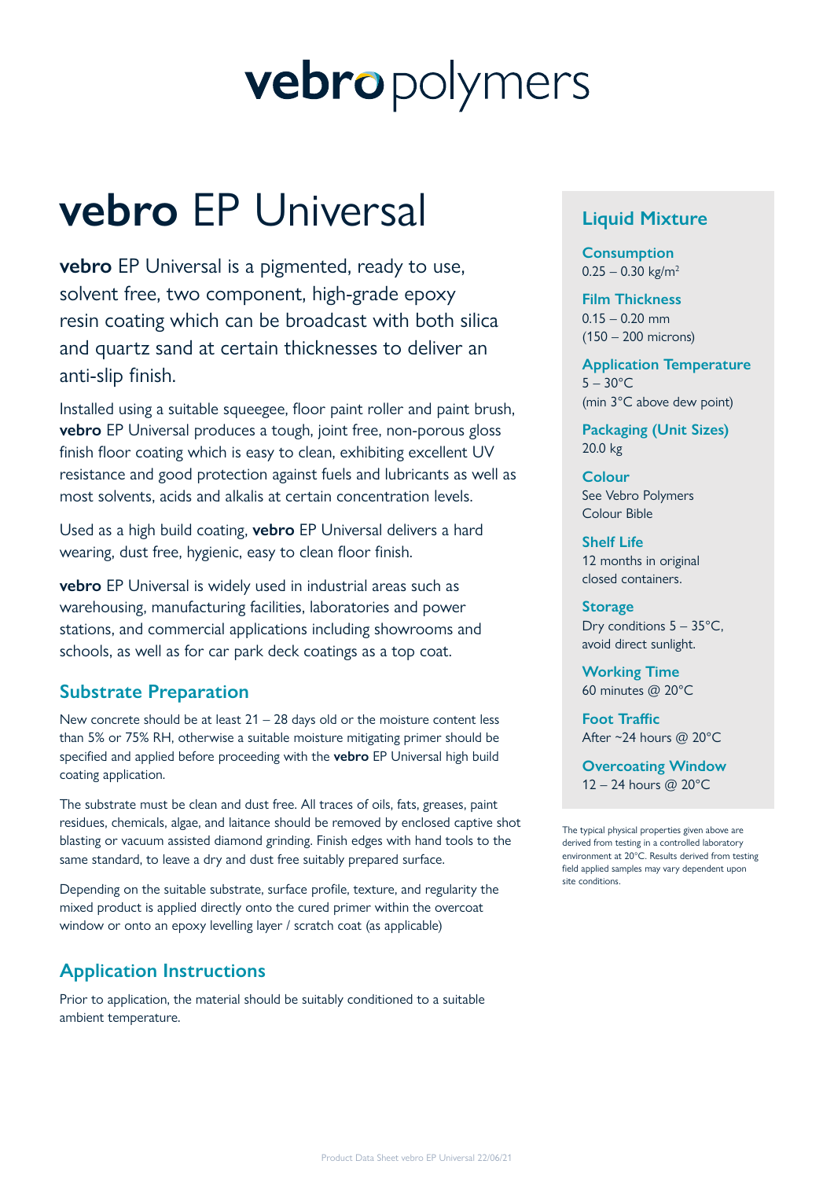# vebro EP Universal

**vebro** EP Universal is a pigmented, ready to use, solvent free, two component, high-grade epoxy resin coating which can be broadcast with both silica and quartz sand at certain thicknesses to deliver an anti-slip finish.

Installed using a suitable squeegee, floor paint roller and paint brush, **vebro** EP Universal produces a tough, joint free, non-porous gloss finish floor coating which is easy to clean, exhibiting excellent UV resistance and good protection against fuels and lubricants as well as most solvents, acids and alkalis at certain concentration levels.

Used as a high build coating, **vebro** EP Universal delivers a hard wearing, dust free, hygienic, easy to clean floor finish.

**vebro** EP Universal is widely used in industrial areas such as warehousing, manufacturing facilities, laboratories and power stations, and commercial applications including showrooms and schools, as well as for car park deck coatings as a top coat.

## Substrate Preparation

New concrete should be at least 21 – 28 days old or the moisture content less than 5% or 75% RH, otherwise a suitable moisture mitigating primer should be specified and applied before proceeding with the **vebro** EP Universal high build coating application.

The substrate must be clean and dust free. All traces of oils, fats, greases, paint residues, chemicals, algae, and laitance should be removed by enclosed captive shot blasting or vacuum assisted diamond grinding. Finish edges with hand tools to the same standard, to leave a dry and dust free suitably prepared surface.

Depending on the suitable substrate, surface profile, texture, and regularity the mixed product is applied directly onto the cured primer within the overcoat window or onto an epoxy levelling layer / scratch coat (as applicable)

## Application Instructions

Prior to application, the material should be suitably conditioned to a suitable ambient temperature.

## Liquid Mixture

**Consumption**
0.25 – 0.30 kg/m$^2$

**Film Thickness**
0.15 – 0.20 mm
(150 – 200 microns)

**Application Temperature**
5 – 30°C
(min 3°C above dew point)

**Packaging (Unit Sizes)**
20.0 kg

**Colour**
See Vebro Polymers Colour Bible

**Shelf Life**
12 months in original closed containers.

**Storage**
Dry conditions 5 – 35°C, avoid direct sunlight.

**Working Time**
60 minutes @ 20°C

**Foot Traffic**
After ~24 hours @ 20°C

**Overcoating Window**
12 – 24 hours @ 20°C

The typical physical properties given above are derived from testing in a controlled laboratory environment at 20°C. Results derived from testing field applied samples may vary dependent upon site conditions.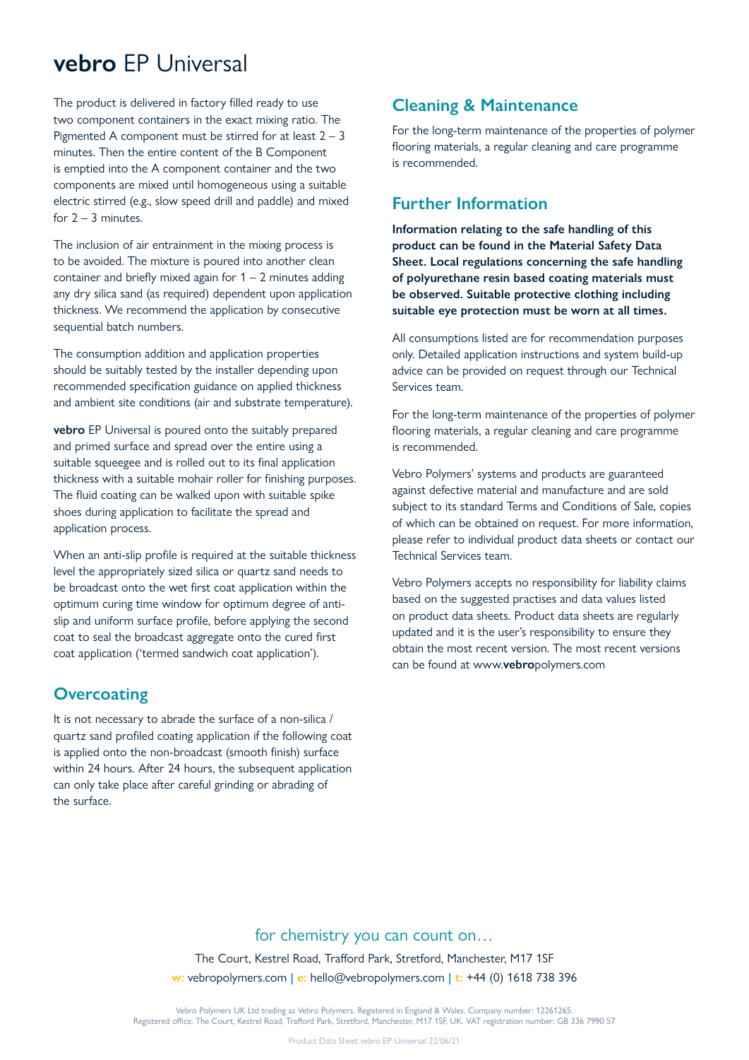# **vebro** EP Universal

The product is delivered in factory filled ready to use two component containers in the exact mixing ratio. The Pigmented A component must be stirred for at least 2 – 3 minutes. Then the entire content of the B Component is emptied into the A component container and the two components are mixed until homogeneous using a suitable electric stirred (e.g., slow speed drill and paddle) and mixed for 2 – 3 minutes.

The inclusion of air entrainment in the mixing process is to be avoided. The mixture is poured into another clean container and briefly mixed again for 1 – 2 minutes adding any dry silica sand (as required) dependent upon application thickness. We recommend the application by consecutive sequential batch numbers.

The consumption addition and application properties should be suitably tested by the installer depending upon recommended specification guidance on applied thickness and ambient site conditions (air and substrate temperature).

**vebro** EP Universal is poured onto the suitably prepared and primed surface and spread over the entire using a suitable squeegee and is rolled out to its final application thickness with a suitable mohair roller for finishing purposes. The fluid coating can be walked upon with suitable spike shoes during application to facilitate the spread and application process.

When an anti-slip profile is required at the suitable thickness level the appropriately sized silica or quartz sand needs to be broadcast onto the wet first coat application within the optimum curing time window for optimum degree of anti-slip and uniform surface profile, before applying the second coat to seal the broadcast aggregate onto the cured first coat application ('termed sandwich coat application').

## Overcoating

It is not necessary to abrade the surface of a non-silica / quartz sand profiled coating application if the following coat is applied onto the non-broadcast (smooth finish) surface within 24 hours. After 24 hours, the subsequent application can only take place after careful grinding or abrading of the surface.

## Cleaning & Maintenance

For the long-term maintenance of the properties of polymer flooring materials, a regular cleaning and care programme is recommended.

## Further Information

**Information relating to the safe handling of this product can be found in the Material Safety Data Sheet. Local regulations concerning the safe handling of polyurethane resin based coating materials must be observed. Suitable protective clothing including suitable eye protection must be worn at all times.**

All consumptions listed are for recommendation purposes only. Detailed application instructions and system build-up advice can be provided on request through our Technical Services team.

For the long-term maintenance of the properties of polymer flooring materials, a regular cleaning and care programme is recommended.

Vebro Polymers' systems and products are guaranteed against defective material and manufacture and are sold subject to its standard Terms and Conditions of Sale, copies of which can be obtained on request. For more information, please refer to individual product data sheets or contact our Technical Services team.

Vebro Polymers accepts no responsibility for liability claims based on the suggested practises and data values listed on product data sheets. Product data sheets are regularly updated and it is the user's responsibility to ensure they obtain the most recent version. The most recent versions can be found at www.**vebro**polymers.com

for chemistry you can count on…

The Court, Kestrel Road, Trafford Park, Stretford, Manchester, M17 1SF

w: vebropolymers.com | e: hello@vebropolymers.com | t: +44 (0) 1618 738 396

Vebro Polymers UK Ltd trading as Vebro Polymers. Registered in England & Wales. Company number: 12261265.
Registered office: The Court, Kestrel Road, Trafford Park, Stretford, Manchester, M17 1SF, UK. VAT registration number: GB 336 7990 57

Product Data Sheet vebro EP Universal 22/06/21